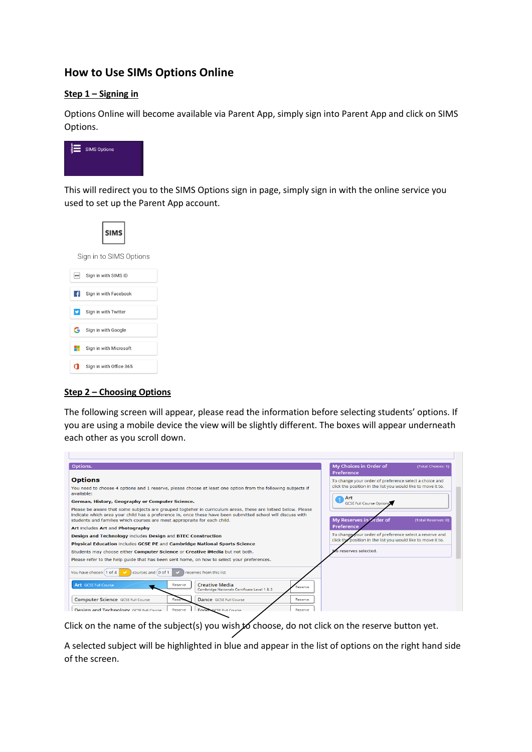# How to Use SIMs Options Online

## Step 1 – Signing in

Options Online will become available via Parent App, simply sign into Parent App and click on SIMS Options.

SIMS Options

This will redirect you to the SIMS Options sign in page, simply sign in with the online service you used to set up the Parent App account.

SIMS

Sign in to SIMS Options

- Sign in with SIMS ID
- Sign in with Facebook
- Sign in with Twitter
- Sign in with Google
- Sign in with Microsoft
- Sign in with Office 365

## Step 2 – Choosing Options

The following screen will appear, please read the information before selecting students' options. If you are using a mobile device the view will be slightly different. The boxes will appear underneath each other as you scroll down.

Options.

**Options**

You need to choose 4 options and 1 reserve, please choose at least one option from the following subjects if available:

**German, History, Geography or Computer Science.**

Please be aware that some subjects are grouped togtether in curriculum areas, these are listsed below. Please indicate which area your child has a preference in, once these have been submitted school will discuss with students and families which courses are most appropraite for each child.

**Art** includes **Art** and **Photography**

**Design and Technology** includes **Design** and **BTEC Construction**

**Physical Education** includes **GCSE PE** and **Cambridge National Sports Science**

Students may choose either **Computer Science** or **Creative iMedia** but not both.

Please refer to the help guide that has been sent home, on how to select your preferences.

You have chosen 1 of 4 courses and 0 of 1 reserves from this list

| | | | |
|---|---|---|---|
| Art GCSE Full Course | Reserve | Creative Media Cambridge Nationals Certificate Level 1 & 2 | Reserve |
| Computer Science GCSE Full Course | Reserve | Dance GCSE Full Course | Reserve |
| Design and Technology GCSE Full Course | Reserve | Food GCSE Full Course | Reserve |

My Choices in Order of Preference (Total Choices: 1)

To change your order of preference select a choice and click the position in the list you would like to move it to.

1 Art GCSE Full Course Option

My Reserves in Order of Preference (Total Reserves: 0)

To change your order of preference select a reserve and click the position in the list you would like to move it to.

No reserves selected.

Click on the name of the subject(s) you wish to choose, do not click on the reserve button yet.

A selected subject will be highlighted in blue and appear in the list of options on the right hand side of the screen.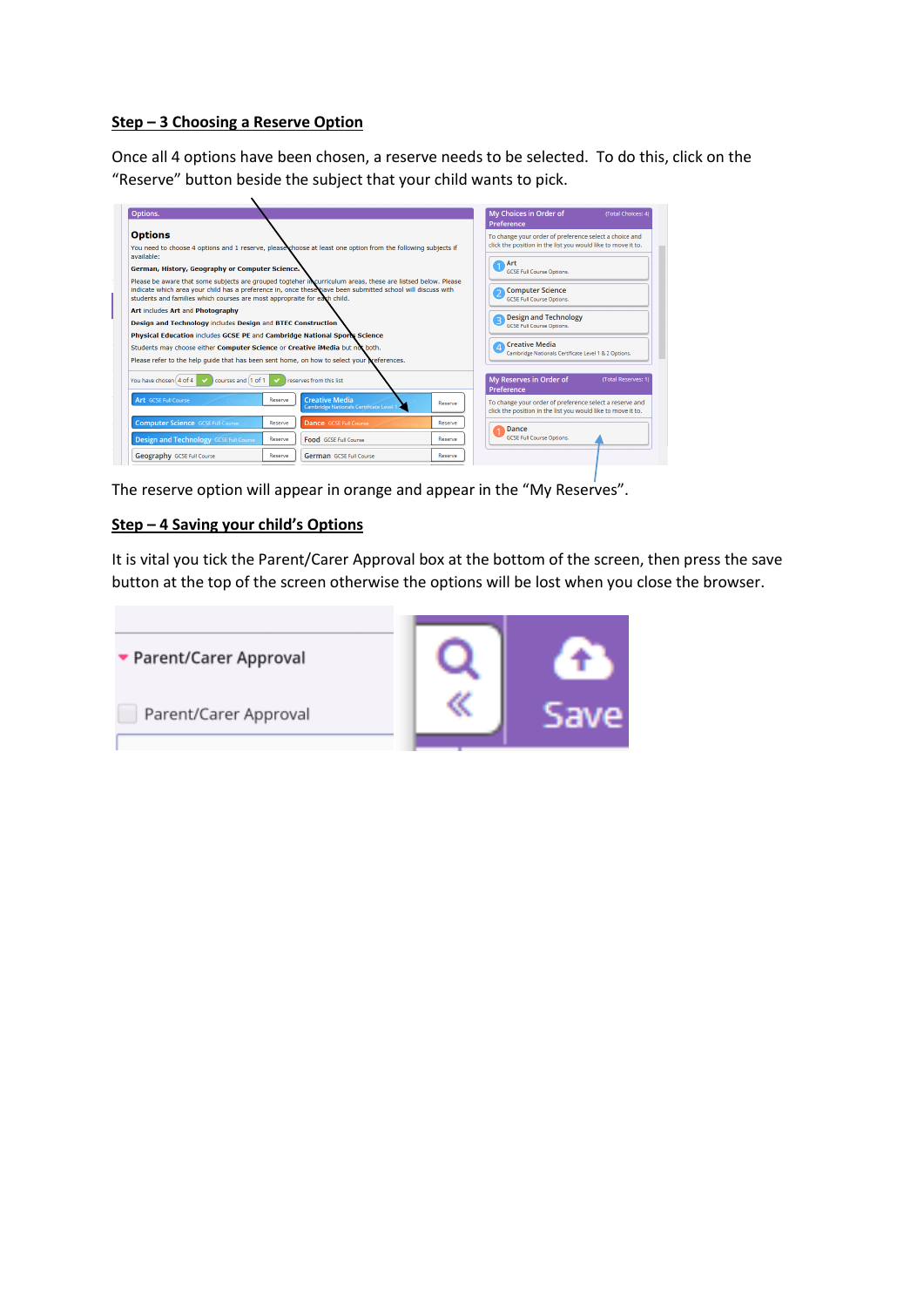**Step – 3 Choosing a Reserve Option**

Once all 4 options have been chosen, a reserve needs to be selected. To do this, click on the "Reserve" button beside the subject that your child wants to pick.

The reserve option will appear in orange and appear in the "My Reserves".

**Step – 4 Saving your child's Options**

It is vital you tick the Parent/Carer Approval box at the bottom of the screen, then press the save button at the top of the screen otherwise the options will be lost when you close the browser.